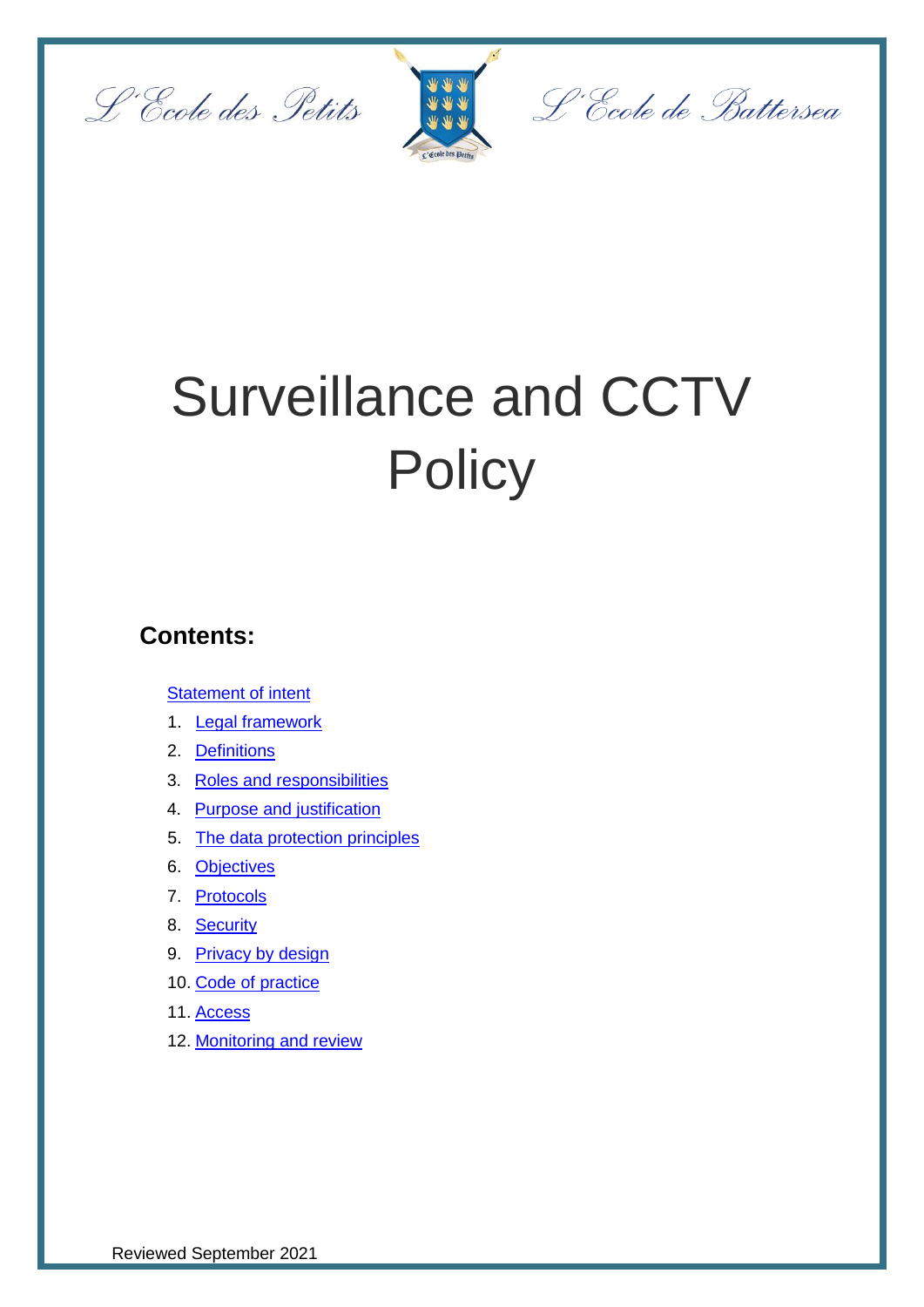L'Ecole des Petits L'Ecole de Battersea

# Surveillance and CCTV Policy

## Contents:

Statement of intent

1. Legal framework
2. Definitions
3. Roles and responsibilities
4. Purpose and justification
5. The data protection principles
6. Objectives
7. Protocols
8. Security
9. Privacy by design
10. Code of practice
11. Access
12. Monitoring and review

Reviewed September 2021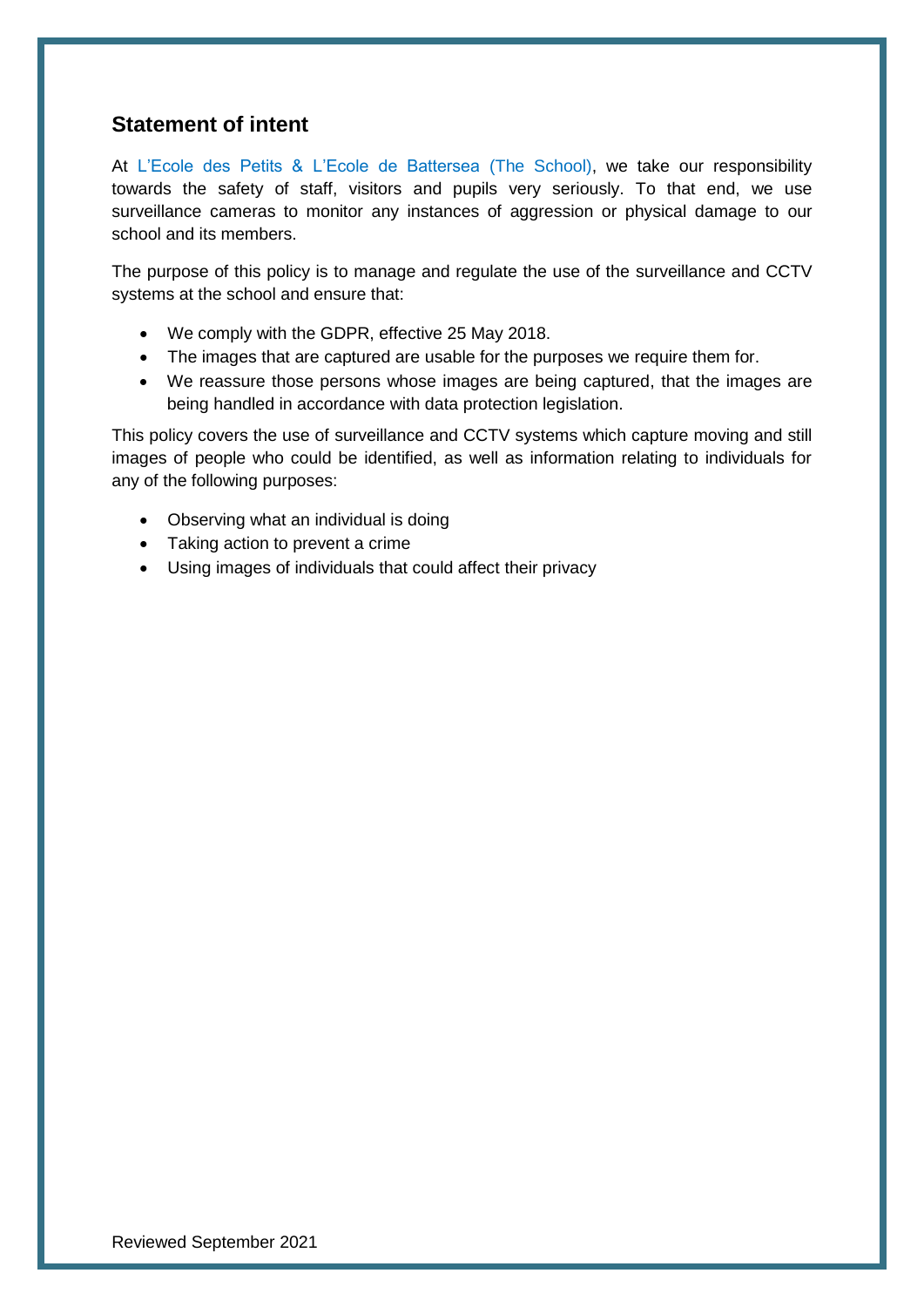## Statement of intent

At L'Ecole des Petits & L'Ecole de Battersea (The School), we take our responsibility towards the safety of staff, visitors and pupils very seriously. To that end, we use surveillance cameras to monitor any instances of aggression or physical damage to our school and its members.

The purpose of this policy is to manage and regulate the use of the surveillance and CCTV systems at the school and ensure that:

- We comply with the GDPR, effective 25 May 2018.
- The images that are captured are usable for the purposes we require them for.
- We reassure those persons whose images are being captured, that the images are being handled in accordance with data protection legislation.

This policy covers the use of surveillance and CCTV systems which capture moving and still images of people who could be identified, as well as information relating to individuals for any of the following purposes:

- Observing what an individual is doing
- Taking action to prevent a crime
- Using images of individuals that could affect their privacy

Reviewed September 2021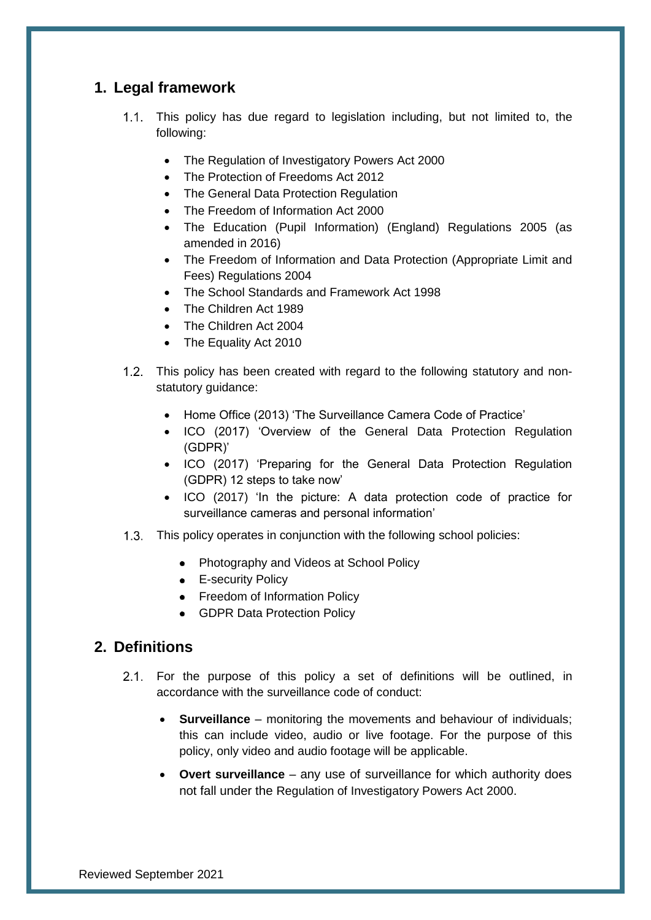## 1. Legal framework

1.1. This policy has due regard to legislation including, but not limited to, the following:

- The Regulation of Investigatory Powers Act 2000
- The Protection of Freedoms Act 2012
- The General Data Protection Regulation
- The Freedom of Information Act 2000
- The Education (Pupil Information) (England) Regulations 2005 (as amended in 2016)
- The Freedom of Information and Data Protection (Appropriate Limit and Fees) Regulations 2004
- The School Standards and Framework Act 1998
- The Children Act 1989
- The Children Act 2004
- The Equality Act 2010

1.2. This policy has been created with regard to the following statutory and non-statutory guidance:

- Home Office (2013) 'The Surveillance Camera Code of Practice'
- ICO (2017) 'Overview of the General Data Protection Regulation (GDPR)'
- ICO (2017) 'Preparing for the General Data Protection Regulation (GDPR) 12 steps to take now'
- ICO (2017) 'In the picture: A data protection code of practice for surveillance cameras and personal information'

1.3. This policy operates in conjunction with the following school policies:

- Photography and Videos at School Policy
- E-security Policy
- Freedom of Information Policy
- GDPR Data Protection Policy

## 2. Definitions

2.1. For the purpose of this policy a set of definitions will be outlined, in accordance with the surveillance code of conduct:

- **Surveillance** – monitoring the movements and behaviour of individuals; this can include video, audio or live footage. For the purpose of this policy, only video and audio footage will be applicable.
- **Overt surveillance** – any use of surveillance for which authority does not fall under the Regulation of Investigatory Powers Act 2000.

Reviewed September 2021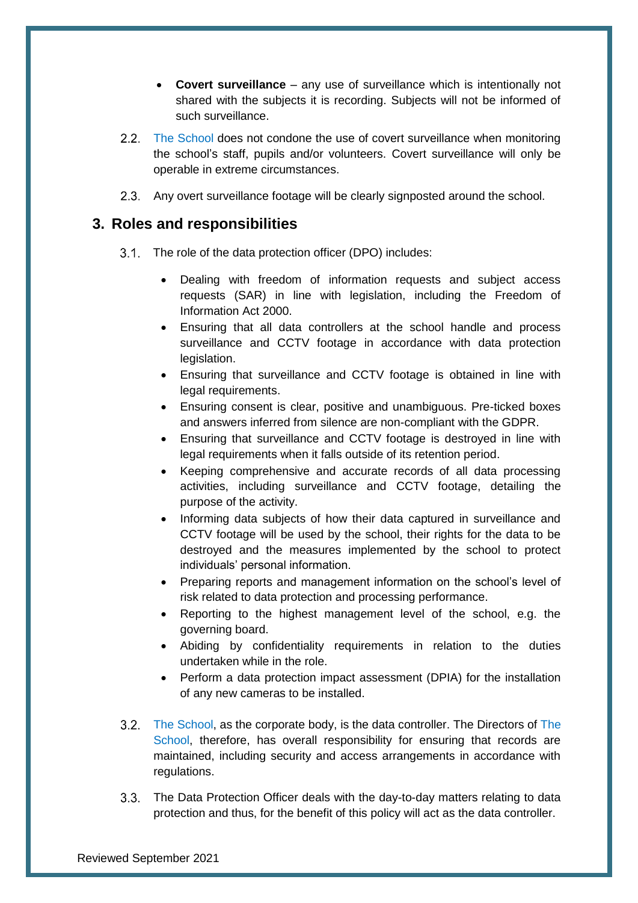- **Covert surveillance** – any use of surveillance which is intentionally not shared with the subjects it is recording. Subjects will not be informed of such surveillance.

2.2. The School does not condone the use of covert surveillance when monitoring the school's staff, pupils and/or volunteers. Covert surveillance will only be operable in extreme circumstances.

2.3. Any overt surveillance footage will be clearly signposted around the school.

## 3. Roles and responsibilities

3.1. The role of the data protection officer (DPO) includes:

- Dealing with freedom of information requests and subject access requests (SAR) in line with legislation, including the Freedom of Information Act 2000.
- Ensuring that all data controllers at the school handle and process surveillance and CCTV footage in accordance with data protection legislation.
- Ensuring that surveillance and CCTV footage is obtained in line with legal requirements.
- Ensuring consent is clear, positive and unambiguous. Pre-ticked boxes and answers inferred from silence are non-compliant with the GDPR.
- Ensuring that surveillance and CCTV footage is destroyed in line with legal requirements when it falls outside of its retention period.
- Keeping comprehensive and accurate records of all data processing activities, including surveillance and CCTV footage, detailing the purpose of the activity.
- Informing data subjects of how their data captured in surveillance and CCTV footage will be used by the school, their rights for the data to be destroyed and the measures implemented by the school to protect individuals' personal information.
- Preparing reports and management information on the school's level of risk related to data protection and processing performance.
- Reporting to the highest management level of the school, e.g. the governing board.
- Abiding by confidentiality requirements in relation to the duties undertaken while in the role.
- Perform a data protection impact assessment (DPIA) for the installation of any new cameras to be installed.

3.2. The School, as the corporate body, is the data controller. The Directors of The School, therefore, has overall responsibility for ensuring that records are maintained, including security and access arrangements in accordance with regulations.

3.3. The Data Protection Officer deals with the day-to-day matters relating to data protection and thus, for the benefit of this policy will act as the data controller.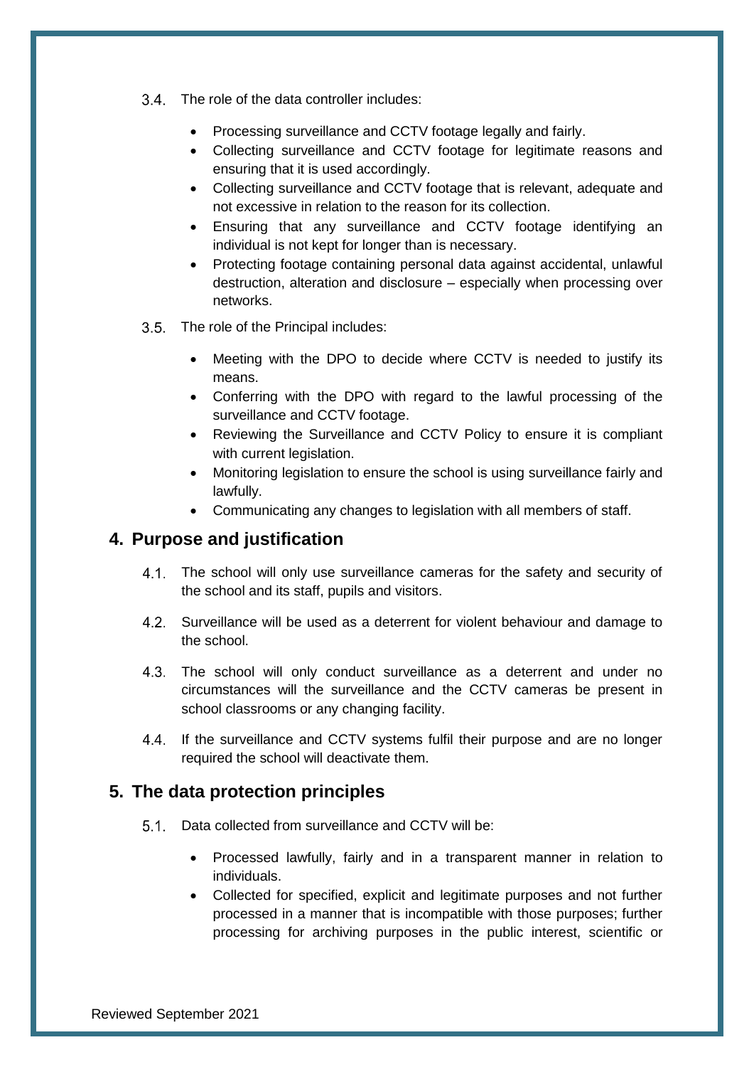3.4. The role of the data controller includes:

- Processing surveillance and CCTV footage legally and fairly.
- Collecting surveillance and CCTV footage for legitimate reasons and ensuring that it is used accordingly.
- Collecting surveillance and CCTV footage that is relevant, adequate and not excessive in relation to the reason for its collection.
- Ensuring that any surveillance and CCTV footage identifying an individual is not kept for longer than is necessary.
- Protecting footage containing personal data against accidental, unlawful destruction, alteration and disclosure – especially when processing over networks.

3.5. The role of the Principal includes:

- Meeting with the DPO to decide where CCTV is needed to justify its means.
- Conferring with the DPO with regard to the lawful processing of the surveillance and CCTV footage.
- Reviewing the Surveillance and CCTV Policy to ensure it is compliant with current legislation.
- Monitoring legislation to ensure the school is using surveillance fairly and lawfully.
- Communicating any changes to legislation with all members of staff.

## 4. Purpose and justification

4.1. The school will only use surveillance cameras for the safety and security of the school and its staff, pupils and visitors.

4.2. Surveillance will be used as a deterrent for violent behaviour and damage to the school.

4.3. The school will only conduct surveillance as a deterrent and under no circumstances will the surveillance and the CCTV cameras be present in school classrooms or any changing facility.

4.4. If the surveillance and CCTV systems fulfil their purpose and are no longer required the school will deactivate them.

## 5. The data protection principles

5.1. Data collected from surveillance and CCTV will be:

- Processed lawfully, fairly and in a transparent manner in relation to individuals.
- Collected for specified, explicit and legitimate purposes and not further processed in a manner that is incompatible with those purposes; further processing for archiving purposes in the public interest, scientific or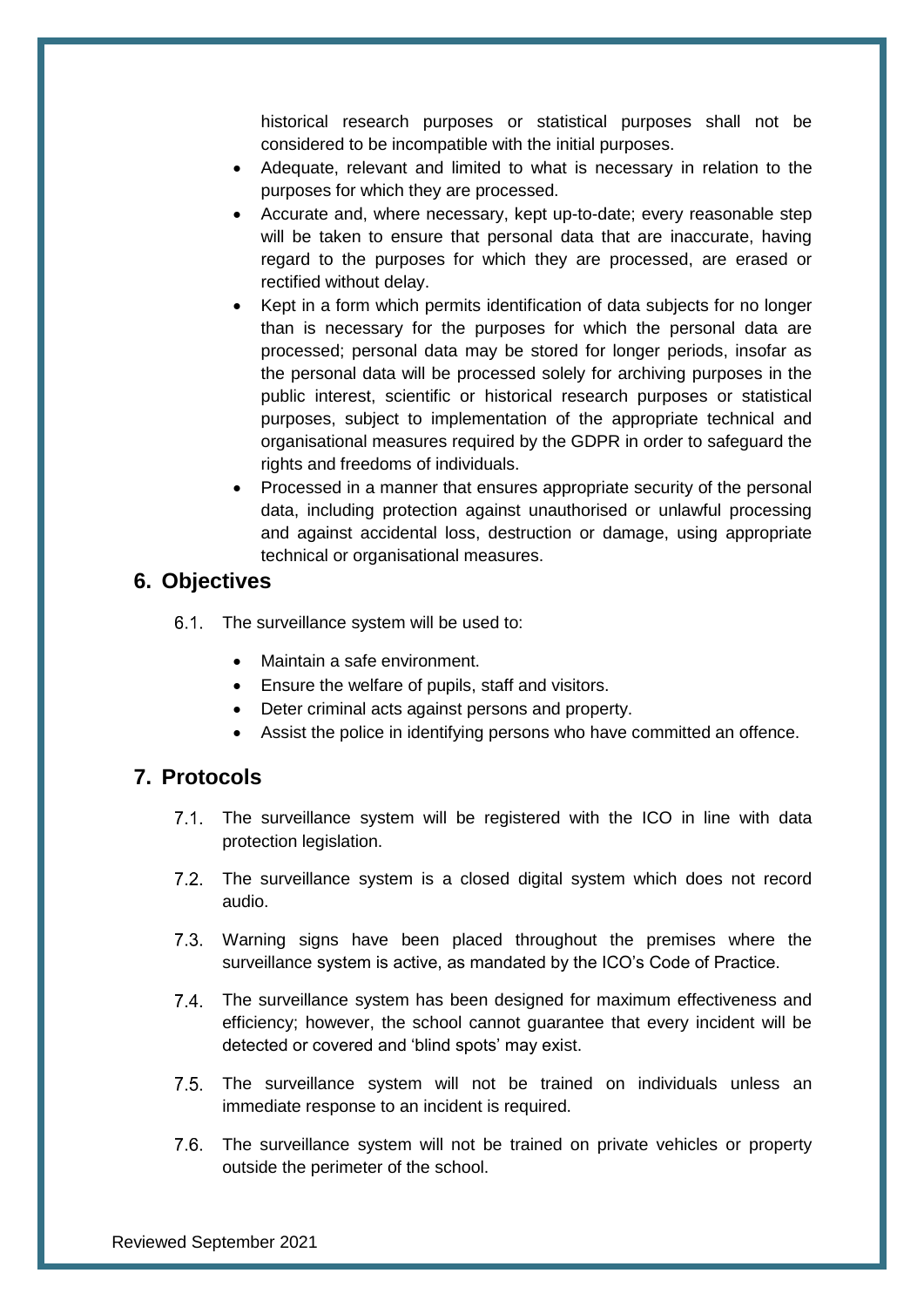historical research purposes or statistical purposes shall not be considered to be incompatible with the initial purposes.

- Adequate, relevant and limited to what is necessary in relation to the purposes for which they are processed.
- Accurate and, where necessary, kept up-to-date; every reasonable step will be taken to ensure that personal data that are inaccurate, having regard to the purposes for which they are processed, are erased or rectified without delay.
- Kept in a form which permits identification of data subjects for no longer than is necessary for the purposes for which the personal data are processed; personal data may be stored for longer periods, insofar as the personal data will be processed solely for archiving purposes in the public interest, scientific or historical research purposes or statistical purposes, subject to implementation of the appropriate technical and organisational measures required by the GDPR in order to safeguard the rights and freedoms of individuals.
- Processed in a manner that ensures appropriate security of the personal data, including protection against unauthorised or unlawful processing and against accidental loss, destruction or damage, using appropriate technical or organisational measures.

## 6. Objectives

6.1. The surveillance system will be used to:

- Maintain a safe environment.
- Ensure the welfare of pupils, staff and visitors.
- Deter criminal acts against persons and property.
- Assist the police in identifying persons who have committed an offence.

## 7. Protocols

7.1. The surveillance system will be registered with the ICO in line with data protection legislation.

7.2. The surveillance system is a closed digital system which does not record audio.

7.3. Warning signs have been placed throughout the premises where the surveillance system is active, as mandated by the ICO's Code of Practice.

7.4. The surveillance system has been designed for maximum effectiveness and efficiency; however, the school cannot guarantee that every incident will be detected or covered and 'blind spots' may exist.

7.5. The surveillance system will not be trained on individuals unless an immediate response to an incident is required.

7.6. The surveillance system will not be trained on private vehicles or property outside the perimeter of the school.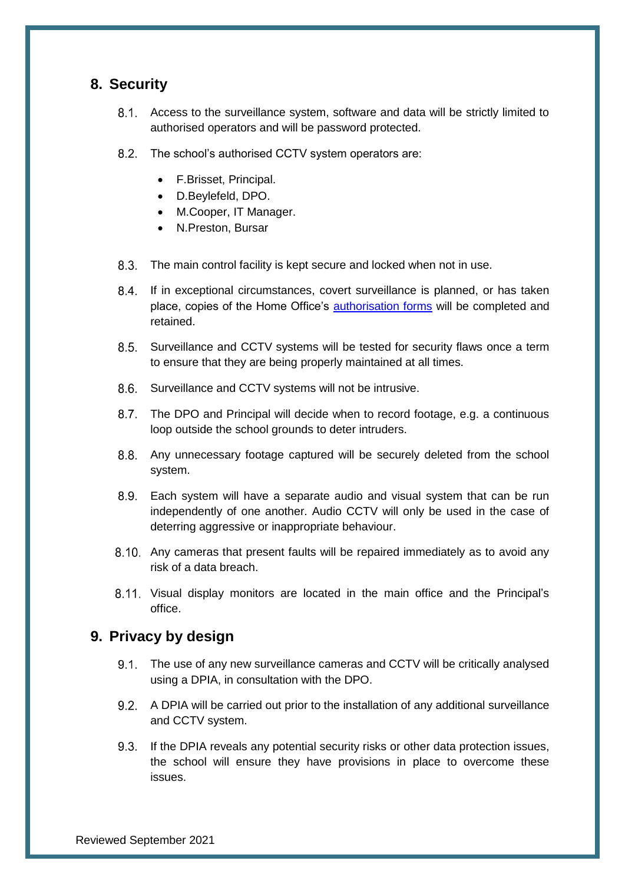## 8. Security

8.1. Access to the surveillance system, software and data will be strictly limited to authorised operators and will be password protected.

8.2. The school's authorised CCTV system operators are:

- F.Brisset, Principal.
- D.Beylefeld, DPO.
- M.Cooper, IT Manager.
- N.Preston, Bursar

8.3. The main control facility is kept secure and locked when not in use.

8.4. If in exceptional circumstances, covert surveillance is planned, or has taken place, copies of the Home Office's [authorisation forms]() will be completed and retained.

8.5. Surveillance and CCTV systems will be tested for security flaws once a term to ensure that they are being properly maintained at all times.

8.6. Surveillance and CCTV systems will not be intrusive.

8.7. The DPO and Principal will decide when to record footage, e.g. a continuous loop outside the school grounds to deter intruders.

8.8. Any unnecessary footage captured will be securely deleted from the school system.

8.9. Each system will have a separate audio and visual system that can be run independently of one another. Audio CCTV will only be used in the case of deterring aggressive or inappropriate behaviour.

8.10. Any cameras that present faults will be repaired immediately as to avoid any risk of a data breach.

8.11. Visual display monitors are located in the main office and the Principal's office.

## 9. Privacy by design

9.1. The use of any new surveillance cameras and CCTV will be critically analysed using a DPIA, in consultation with the DPO.

9.2. A DPIA will be carried out prior to the installation of any additional surveillance and CCTV system.

9.3. If the DPIA reveals any potential security risks or other data protection issues, the school will ensure they have provisions in place to overcome these issues.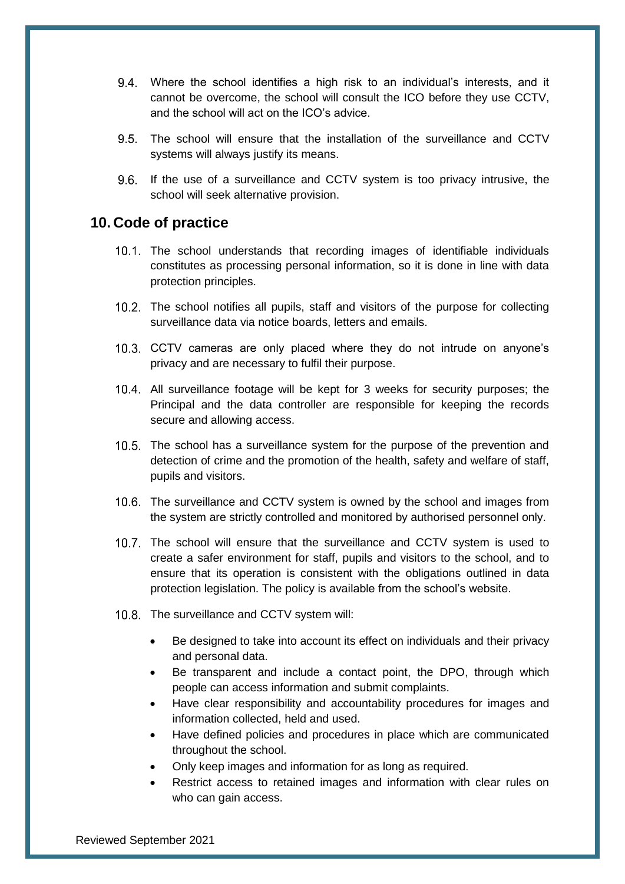9.4. Where the school identifies a high risk to an individual's interests, and it cannot be overcome, the school will consult the ICO before they use CCTV, and the school will act on the ICO's advice.

9.5. The school will ensure that the installation of the surveillance and CCTV systems will always justify its means.

9.6. If the use of a surveillance and CCTV system is too privacy intrusive, the school will seek alternative provision.

## 10. Code of practice

10.1. The school understands that recording images of identifiable individuals constitutes as processing personal information, so it is done in line with data protection principles.

10.2. The school notifies all pupils, staff and visitors of the purpose for collecting surveillance data via notice boards, letters and emails.

10.3. CCTV cameras are only placed where they do not intrude on anyone's privacy and are necessary to fulfil their purpose.

10.4. All surveillance footage will be kept for 3 weeks for security purposes; the Principal and the data controller are responsible for keeping the records secure and allowing access.

10.5. The school has a surveillance system for the purpose of the prevention and detection of crime and the promotion of the health, safety and welfare of staff, pupils and visitors.

10.6. The surveillance and CCTV system is owned by the school and images from the system are strictly controlled and monitored by authorised personnel only.

10.7. The school will ensure that the surveillance and CCTV system is used to create a safer environment for staff, pupils and visitors to the school, and to ensure that its operation is consistent with the obligations outlined in data protection legislation. The policy is available from the school's website.

10.8. The surveillance and CCTV system will:

- Be designed to take into account its effect on individuals and their privacy and personal data.
- Be transparent and include a contact point, the DPO, through which people can access information and submit complaints.
- Have clear responsibility and accountability procedures for images and information collected, held and used.
- Have defined policies and procedures in place which are communicated throughout the school.
- Only keep images and information for as long as required.
- Restrict access to retained images and information with clear rules on who can gain access.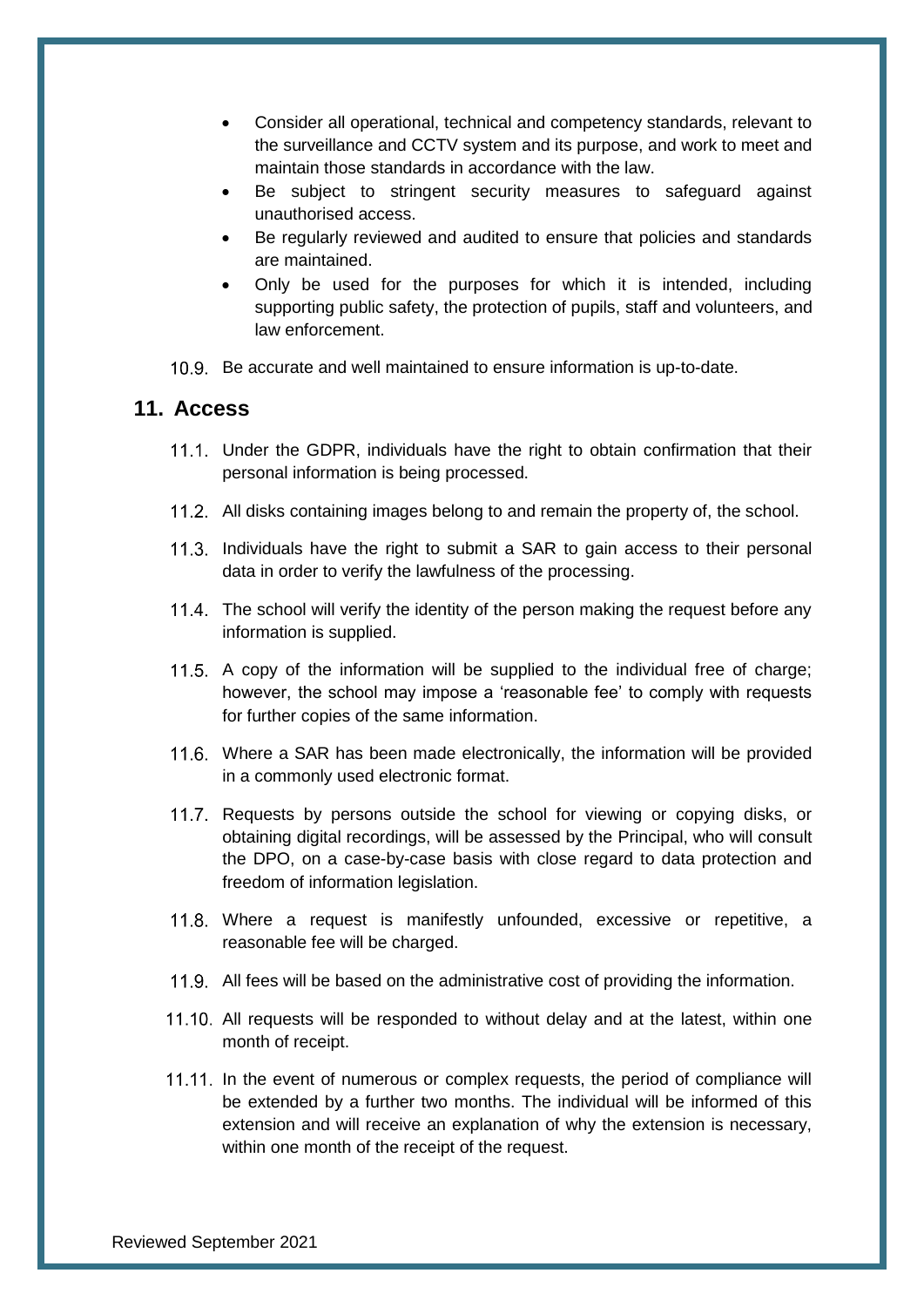- Consider all operational, technical and competency standards, relevant to the surveillance and CCTV system and its purpose, and work to meet and maintain those standards in accordance with the law.
- Be subject to stringent security measures to safeguard against unauthorised access.
- Be regularly reviewed and audited to ensure that policies and standards are maintained.
- Only be used for the purposes for which it is intended, including supporting public safety, the protection of pupils, staff and volunteers, and law enforcement.

10.9. Be accurate and well maintained to ensure information is up-to-date.

## 11. Access

11.1. Under the GDPR, individuals have the right to obtain confirmation that their personal information is being processed.

11.2. All disks containing images belong to and remain the property of, the school.

11.3. Individuals have the right to submit a SAR to gain access to their personal data in order to verify the lawfulness of the processing.

11.4. The school will verify the identity of the person making the request before any information is supplied.

11.5. A copy of the information will be supplied to the individual free of charge; however, the school may impose a 'reasonable fee' to comply with requests for further copies of the same information.

11.6. Where a SAR has been made electronically, the information will be provided in a commonly used electronic format.

11.7. Requests by persons outside the school for viewing or copying disks, or obtaining digital recordings, will be assessed by the Principal, who will consult the DPO, on a case-by-case basis with close regard to data protection and freedom of information legislation.

11.8. Where a request is manifestly unfounded, excessive or repetitive, a reasonable fee will be charged.

11.9. All fees will be based on the administrative cost of providing the information.

11.10. All requests will be responded to without delay and at the latest, within one month of receipt.

11.11. In the event of numerous or complex requests, the period of compliance will be extended by a further two months. The individual will be informed of this extension and will receive an explanation of why the extension is necessary, within one month of the receipt of the request.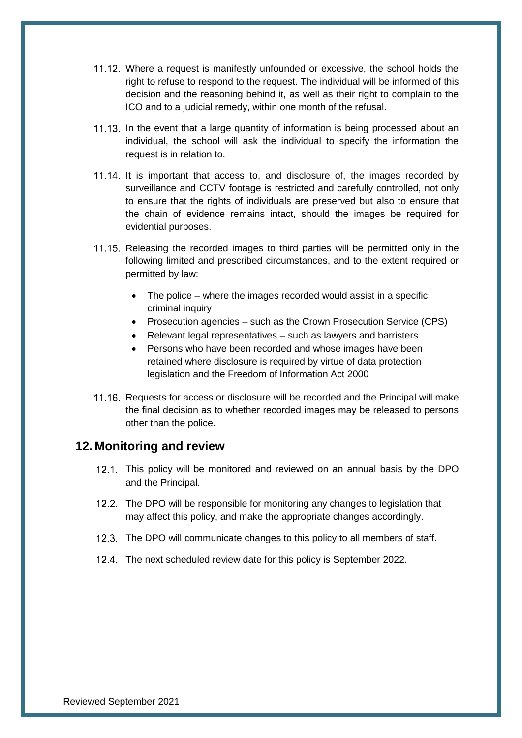11.12. Where a request is manifestly unfounded or excessive, the school holds the right to refuse to respond to the request. The individual will be informed of this decision and the reasoning behind it, as well as their right to complain to the ICO and to a judicial remedy, within one month of the refusal.

11.13. In the event that a large quantity of information is being processed about an individual, the school will ask the individual to specify the information the request is in relation to.

11.14. It is important that access to, and disclosure of, the images recorded by surveillance and CCTV footage is restricted and carefully controlled, not only to ensure that the rights of individuals are preserved but also to ensure that the chain of evidence remains intact, should the images be required for evidential purposes.

11.15. Releasing the recorded images to third parties will be permitted only in the following limited and prescribed circumstances, and to the extent required or permitted by law:

- The police – where the images recorded would assist in a specific criminal inquiry
- Prosecution agencies – such as the Crown Prosecution Service (CPS)
- Relevant legal representatives – such as lawyers and barristers
- Persons who have been recorded and whose images have been retained where disclosure is required by virtue of data protection legislation and the Freedom of Information Act 2000

11.16. Requests for access or disclosure will be recorded and the Principal will make the final decision as to whether recorded images may be released to persons other than the police.

## 12. Monitoring and review

12.1. This policy will be monitored and reviewed on an annual basis by the DPO and the Principal.

12.2. The DPO will be responsible for monitoring any changes to legislation that may affect this policy, and make the appropriate changes accordingly.

12.3. The DPO will communicate changes to this policy to all members of staff.

12.4. The next scheduled review date for this policy is September 2022.